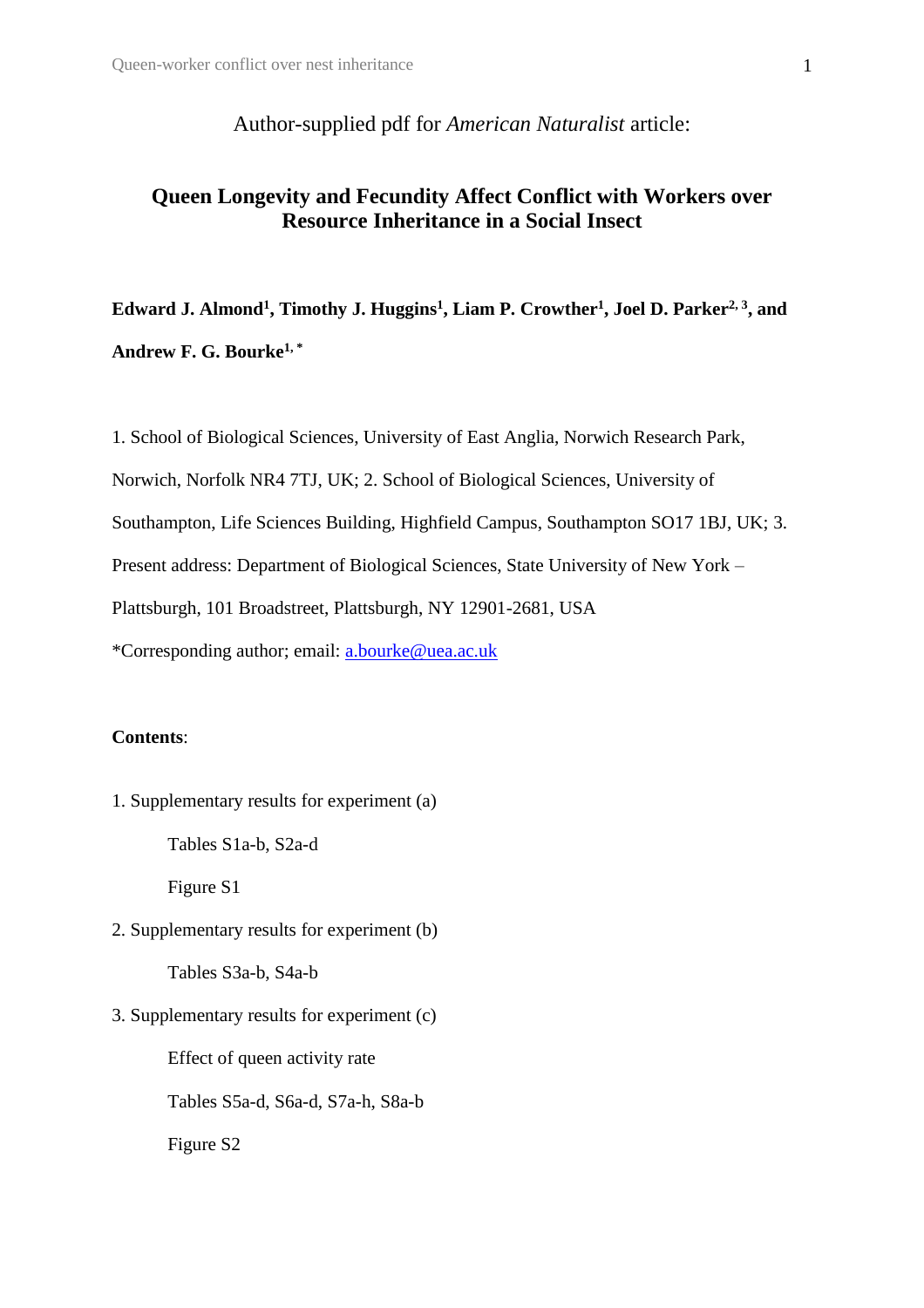Author-supplied pdf for *American Naturalist* article:

# Queen Longevity and Fecundity Affect Conflict with Workers over Resource Inheritance in a Social Insect

**Edward J. Almond[1], Timothy J. Huggins[1], Liam P. Crowther[1], Joel D. Parker[2, 3], and Andrew F. G. Bourke[1, *]**

1. School of Biological Sciences, University of East Anglia, Norwich Research Park, Norwich, Norfolk NR4 7TJ, UK; 2. School of Biological Sciences, University of Southampton, Life Sciences Building, Highfield Campus, Southampton SO17 1BJ, UK; 3. Present address: Department of Biological Sciences, State University of New York – Plattsburgh, 101 Broadstreet, Plattsburgh, NY 12901-2681, USA

*Corresponding author; email: a.bourke@uea.ac.uk

**Contents**:

1. Supplementary results for experiment (a)

    Tables S1a-b, S2a-d

    Figure S1

2. Supplementary results for experiment (b)

    Tables S3a-b, S4a-b

3. Supplementary results for experiment (c)

    Effect of queen activity rate

    Tables S5a-d, S6a-d, S7a-h, S8a-b

    Figure S2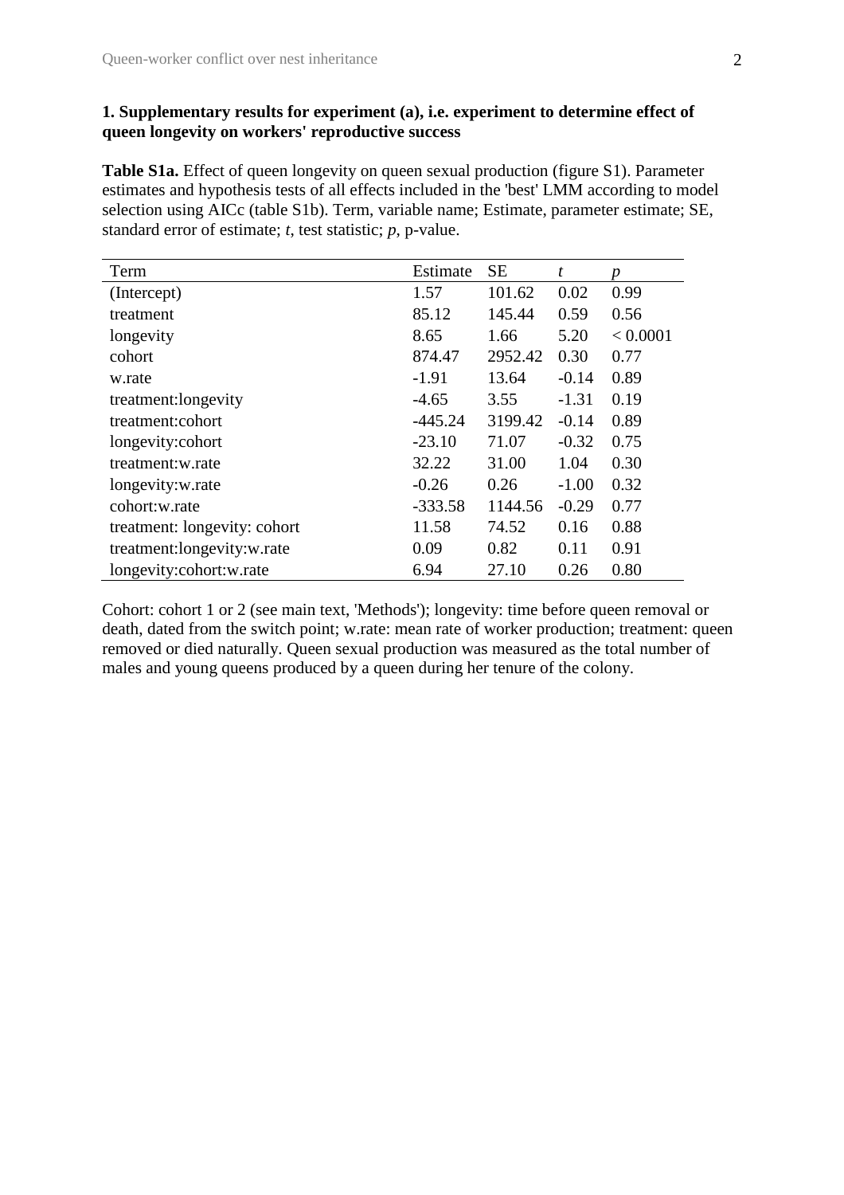**1. Supplementary results for experiment (a), i.e. experiment to determine effect of queen longevity on workers' reproductive success**

**Table S1a.** Effect of queen longevity on queen sexual production (figure S1). Parameter estimates and hypothesis tests of all effects included in the 'best' LMM according to model selection using AICc (table S1b). Term, variable name; Estimate, parameter estimate; SE, standard error of estimate; *t*, test statistic; *p*, p-value.

| Term | Estimate | SE | *t* | *p* |
|---|---|---|---|---|
| (Intercept) | 1.57 | 101.62 | 0.02 | 0.99 |
| treatment | 85.12 | 145.44 | 0.59 | 0.56 |
| longevity | 8.65 | 1.66 | 5.20 | < 0.0001 |
| cohort | 874.47 | 2952.42 | 0.30 | 0.77 |
| w.rate | -1.91 | 13.64 | -0.14 | 0.89 |
| treatment:longevity | -4.65 | 3.55 | -1.31 | 0.19 |
| treatment:cohort | -445.24 | 3199.42 | -0.14 | 0.89 |
| longevity:cohort | -23.10 | 71.07 | -0.32 | 0.75 |
| treatment:w.rate | 32.22 | 31.00 | 1.04 | 0.30 |
| longevity:w.rate | -0.26 | 0.26 | -1.00 | 0.32 |
| cohort:w.rate | -333.58 | 1144.56 | -0.29 | 0.77 |
| treatment: longevity: cohort | 11.58 | 74.52 | 0.16 | 0.88 |
| treatment:longevity:w.rate | 0.09 | 0.82 | 0.11 | 0.91 |
| longevity:cohort:w.rate | 6.94 | 27.10 | 0.26 | 0.80 |

Cohort: cohort 1 or 2 (see main text, 'Methods'); longevity: time before queen removal or death, dated from the switch point; w.rate: mean rate of worker production; treatment: queen removed or died naturally. Queen sexual production was measured as the total number of males and young queens produced by a queen during her tenure of the colony.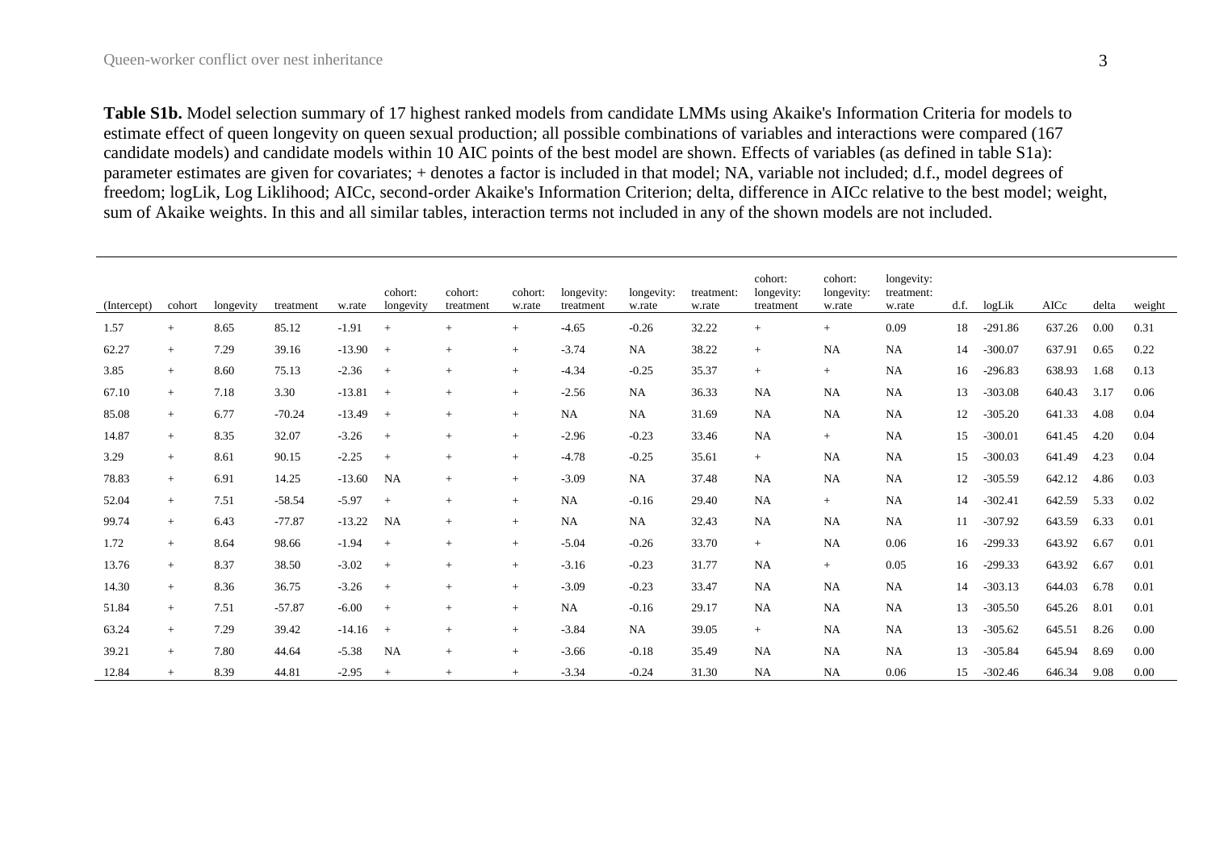**Table S1b.** Model selection summary of 17 highest ranked models from candidate LMMs using Akaike's Information Criteria for models to estimate effect of queen longevity on queen sexual production; all possible combinations of variables and interactions were compared (167 candidate models) and candidate models within 10 AIC points of the best model are shown. Effects of variables (as defined in table S1a): parameter estimates are given for covariates; + denotes a factor is included in that model; NA, variable not included; d.f., model degrees of freedom; logLik, Log Liklihood; AICc, second-order Akaike's Information Criterion; delta, difference in AICc relative to the best model; weight, sum of Akaike weights. In this and all similar tables, interaction terms not included in any of the shown models are not included.

| (Intercept) | cohort | longevity | treatment | w.rate | cohort: longevity | cohort: treatment | cohort: w.rate | longevity: treatment | longevity: w.rate | treatment: w.rate | cohort: longevity: treatment | cohort: longevity: w.rate | longevity: treatment: w.rate | d.f. | logLik | AICc | delta | weight |
|---|---|---|---|---|---|---|---|---|---|---|---|---|---|---|---|---|---|---|
| 1.57 | + | 8.65 | 85.12 | -1.91 | + | + | + | -4.65 | -0.26 | 32.22 | + | + | 0.09 | 18 | -291.86 | 637.26 | 0.00 | 0.31 |
| 62.27 | + | 7.29 | 39.16 | -13.90 | + | + | + | -3.74 | NA | 38.22 | + | NA | NA | 14 | -300.07 | 637.91 | 0.65 | 0.22 |
| 3.85 | + | 8.60 | 75.13 | -2.36 | + | + | + | -4.34 | -0.25 | 35.37 | + | + | NA | 16 | -296.83 | 638.93 | 1.68 | 0.13 |
| 67.10 | + | 7.18 | 3.30 | -13.81 | + | + | + | -2.56 | NA | 36.33 | NA | NA | NA | 13 | -303.08 | 640.43 | 3.17 | 0.06 |
| 85.08 | + | 6.77 | -70.24 | -13.49 | + | + | + | NA | NA | 31.69 | NA | NA | NA | 12 | -305.20 | 641.33 | 4.08 | 0.04 |
| 14.87 | + | 8.35 | 32.07 | -3.26 | + | + | + | -2.96 | -0.23 | 33.46 | NA | + | NA | 15 | -300.01 | 641.45 | 4.20 | 0.04 |
| 3.29 | + | 8.61 | 90.15 | -2.25 | + | + | + | -4.78 | -0.25 | 35.61 | + | NA | NA | 15 | -300.03 | 641.49 | 4.23 | 0.04 |
| 78.83 | + | 6.91 | 14.25 | -13.60 | NA | + | + | -3.09 | NA | 37.48 | NA | NA | NA | 12 | -305.59 | 642.12 | 4.86 | 0.03 |
| 52.04 | + | 7.51 | -58.54 | -5.97 | + | + | + | NA | -0.16 | 29.40 | NA | + | NA | 14 | -302.41 | 642.59 | 5.33 | 0.02 |
| 99.74 | + | 6.43 | -77.87 | -13.22 | NA | + | + | NA | NA | 32.43 | NA | NA | NA | 11 | -307.92 | 643.59 | 6.33 | 0.01 |
| 1.72 | + | 8.64 | 98.66 | -1.94 | + | + | + | -5.04 | -0.26 | 33.70 | + | NA | 0.06 | 16 | -299.33 | 643.92 | 6.67 | 0.01 |
| 13.76 | + | 8.37 | 38.50 | -3.02 | + | + | + | -3.16 | -0.23 | 31.77 | NA | + | 0.05 | 16 | -299.33 | 643.92 | 6.67 | 0.01 |
| 14.30 | + | 8.36 | 36.75 | -3.26 | + | + | + | -3.09 | -0.23 | 33.47 | NA | NA | NA | 14 | -303.13 | 644.03 | 6.78 | 0.01 |
| 51.84 | + | 7.51 | -57.87 | -6.00 | + | + | + | NA | -0.16 | 29.17 | NA | NA | NA | 13 | -305.50 | 645.26 | 8.01 | 0.01 |
| 63.24 | + | 7.29 | 39.42 | -14.16 | + | + | + | -3.84 | NA | 39.05 | + | NA | NA | 13 | -305.62 | 645.51 | 8.26 | 0.00 |
| 39.21 | + | 7.80 | 44.64 | -5.38 | NA | + | + | -3.66 | -0.18 | 35.49 | NA | NA | NA | 13 | -305.84 | 645.94 | 8.69 | 0.00 |
| 12.84 | + | 8.39 | 44.81 | -2.95 | + | + | + | -3.34 | -0.24 | 31.30 | NA | NA | 0.06 | 15 | -302.46 | 646.34 | 9.08 | 0.00 |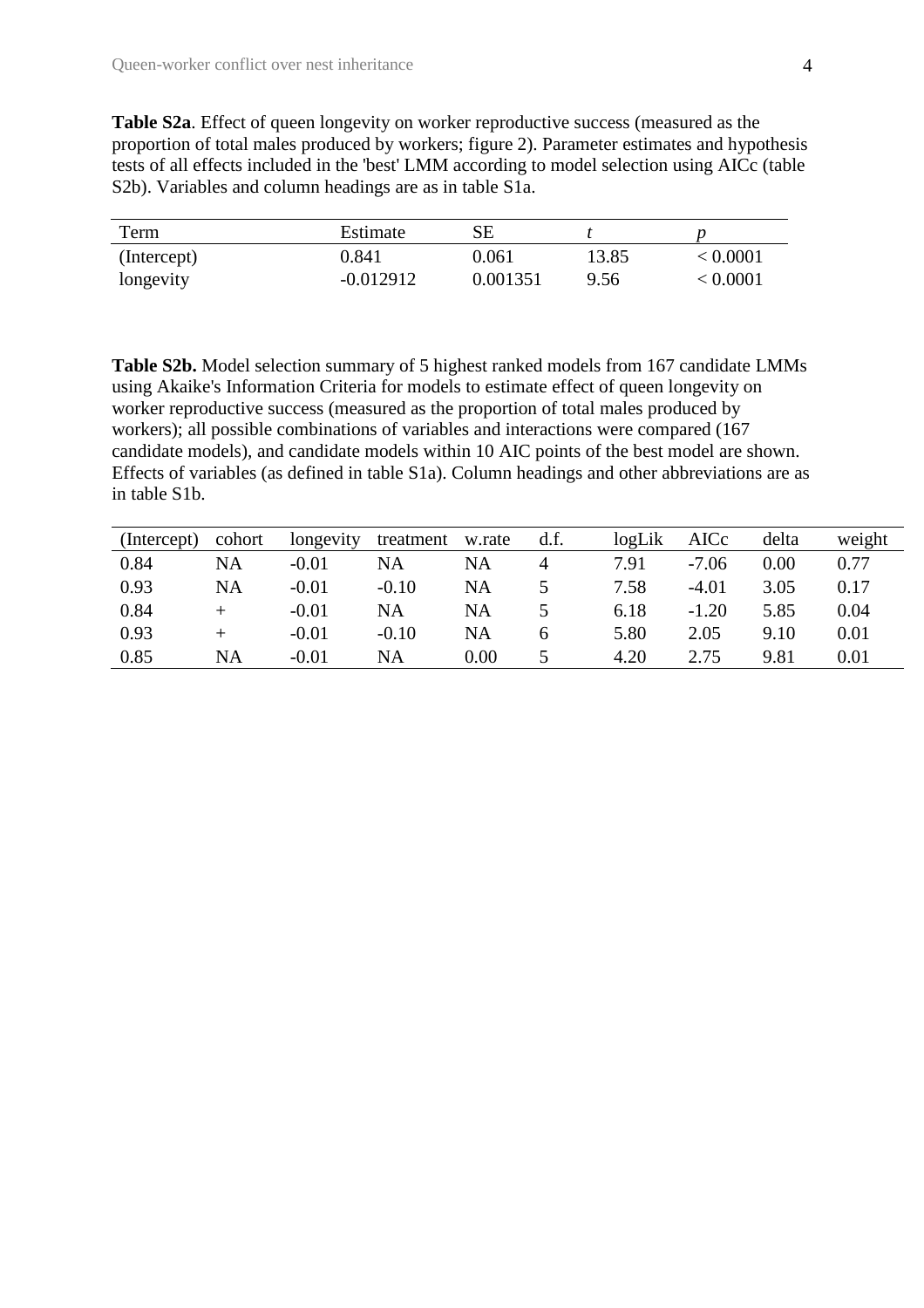**Table S2a**. Effect of queen longevity on worker reproductive success (measured as the proportion of total males produced by workers; figure 2). Parameter estimates and hypothesis tests of all effects included in the 'best' LMM according to model selection using AICc (table S2b). Variables and column headings are as in table S1a.

| Term | Estimate | SE | *t* | *p* |
|---|---|---|---|---|
| (Intercept) | 0.841 | 0.061 | 13.85 | < 0.0001 |
| longevity | -0.012912 | 0.001351 | 9.56 | < 0.0001 |

**Table S2b.** Model selection summary of 5 highest ranked models from 167 candidate LMMs using Akaike's Information Criteria for models to estimate effect of queen longevity on worker reproductive success (measured as the proportion of total males produced by workers); all possible combinations of variables and interactions were compared (167 candidate models), and candidate models within 10 AIC points of the best model are shown. Effects of variables (as defined in table S1a). Column headings and other abbreviations are as in table S1b.

| (Intercept) | cohort | longevity | treatment | w.rate | d.f. | logLik | AICc | delta | weight |
|---|---|---|---|---|---|---|---|---|---|
| 0.84 | NA | -0.01 | NA | NA | 4 | 7.91 | -7.06 | 0.00 | 0.77 |
| 0.93 | NA | -0.01 | -0.10 | NA | 5 | 7.58 | -4.01 | 3.05 | 0.17 |
| 0.84 | + | -0.01 | NA | NA | 5 | 6.18 | -1.20 | 5.85 | 0.04 |
| 0.93 | + | -0.01 | -0.10 | NA | 6 | 5.80 | 2.05 | 9.10 | 0.01 |
| 0.85 | NA | -0.01 | NA | 0.00 | 5 | 4.20 | 2.75 | 9.81 | 0.01 |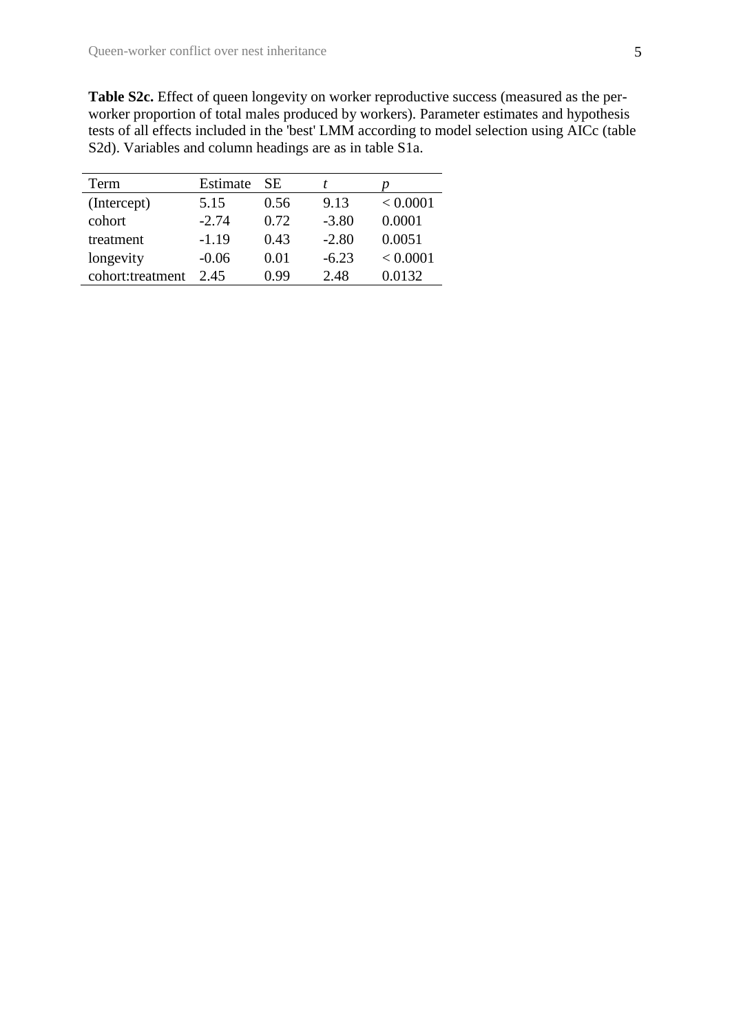**Table S2c.** Effect of queen longevity on worker reproductive success (measured as the per-worker proportion of total males produced by workers). Parameter estimates and hypothesis tests of all effects included in the 'best' LMM according to model selection using AICc (table S2d). Variables and column headings are as in table S1a.

| Term | Estimate | SE | $t$ | $p$ |
|---|---|---|---|---|
| (Intercept) | 5.15 | 0.56 | 9.13 | < 0.0001 |
| cohort | -2.74 | 0.72 | -3.80 | 0.0001 |
| treatment | -1.19 | 0.43 | -2.80 | 0.0051 |
| longevity | -0.06 | 0.01 | -6.23 | < 0.0001 |
| cohort:treatment | 2.45 | 0.99 | 2.48 | 0.0132 |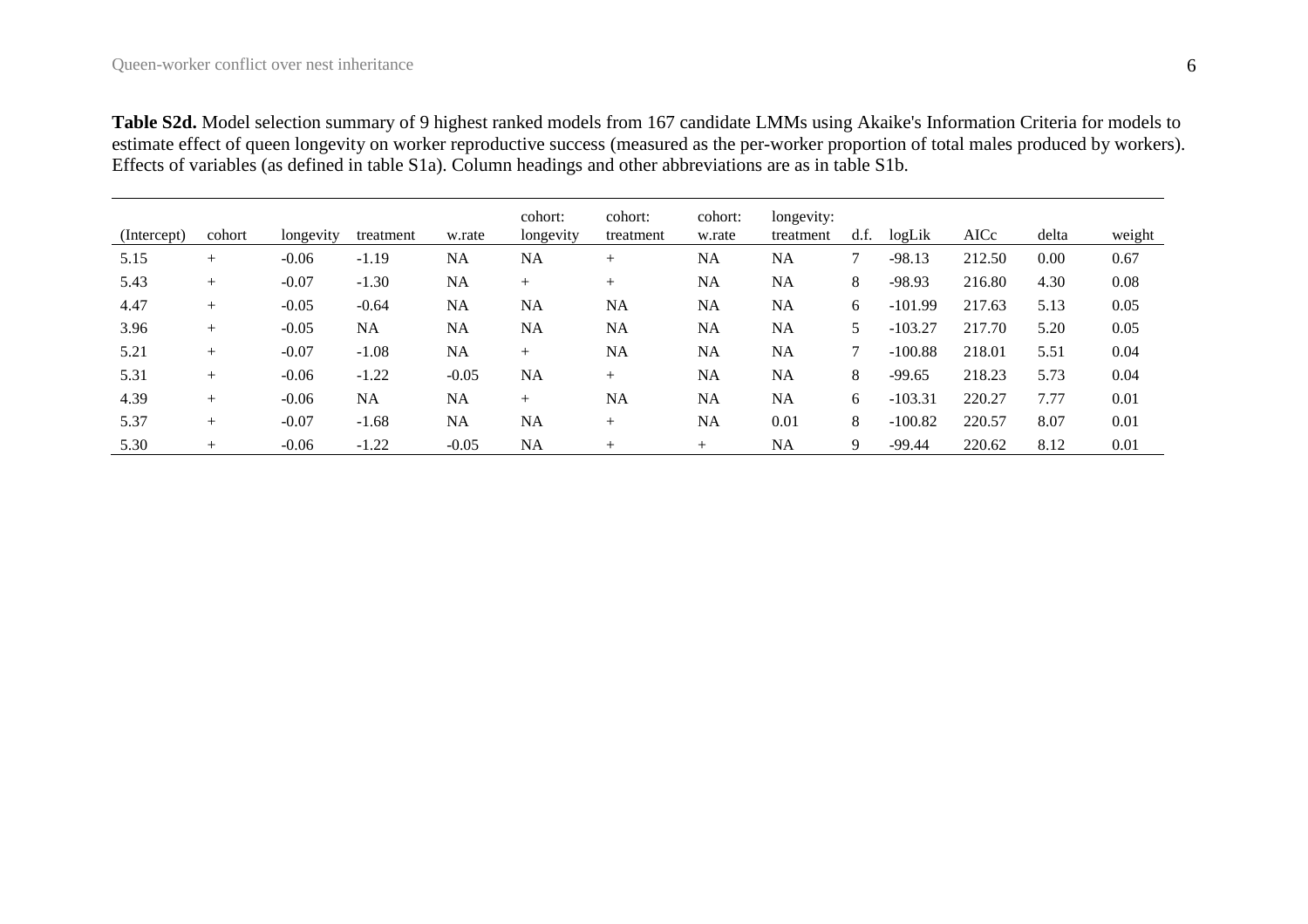**Table S2d.** Model selection summary of 9 highest ranked models from 167 candidate LMMs using Akaike's Information Criteria for models to estimate effect of queen longevity on worker reproductive success (measured as the per-worker proportion of total males produced by workers). Effects of variables (as defined in table S1a). Column headings and other abbreviations are as in table S1b.

| (Intercept) | cohort | longevity | treatment | w.rate | cohort: longevity | cohort: treatment | cohort: w.rate | longevity: treatment | d.f. | logLik | AICc | delta | weight |
|---|---|---|---|---|---|---|---|---|---|---|---|---|---|
| 5.15 | + | -0.06 | -1.19 | NA | NA | + | NA | NA | 7 | -98.13 | 212.50 | 0.00 | 0.67 |
| 5.43 | + | -0.07 | -1.30 | NA | + | + | NA | NA | 8 | -98.93 | 216.80 | 4.30 | 0.08 |
| 4.47 | + | -0.05 | -0.64 | NA | NA | NA | NA | NA | 6 | -101.99 | 217.63 | 5.13 | 0.05 |
| 3.96 | + | -0.05 | NA | NA | NA | NA | NA | NA | 5 | -103.27 | 217.70 | 5.20 | 0.05 |
| 5.21 | + | -0.07 | -1.08 | NA | + | NA | NA | NA | 7 | -100.88 | 218.01 | 5.51 | 0.04 |
| 5.31 | + | -0.06 | -1.22 | -0.05 | NA | + | NA | NA | 8 | -99.65 | 218.23 | 5.73 | 0.04 |
| 4.39 | + | -0.06 | NA | NA | + | NA | NA | NA | 6 | -103.31 | 220.27 | 7.77 | 0.01 |
| 5.37 | + | -0.07 | -1.68 | NA | NA | + | NA | 0.01 | 8 | -100.82 | 220.57 | 8.07 | 0.01 |
| 5.30 | + | -0.06 | -1.22 | -0.05 | NA | + | + | NA | 9 | -99.44 | 220.62 | 8.12 | 0.01 |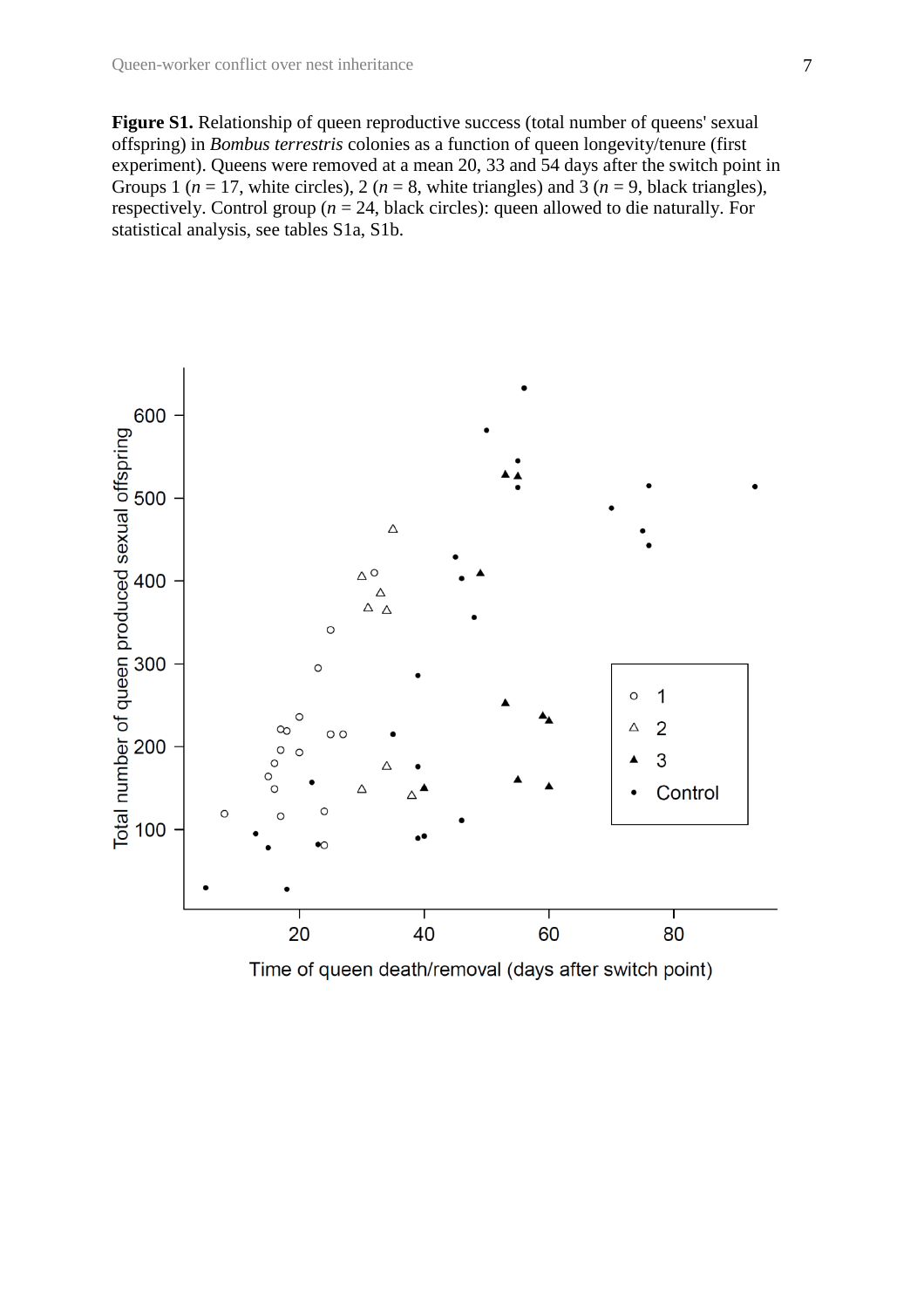**Figure S1.** Relationship of queen reproductive success (total number of queens' sexual offspring) in *Bombus terrestris* colonies as a function of queen longevity/tenure (first experiment). Queens were removed at a mean 20, 33 and 54 days after the switch point in Groups 1 ($n$ = 17, white circles), 2 ($n$ = 8, white triangles) and 3 ($n$ = 9, black triangles), respectively. Control group ($n$ = 24, black circles): queen allowed to die naturally. For statistical analysis, see tables S1a, S1b.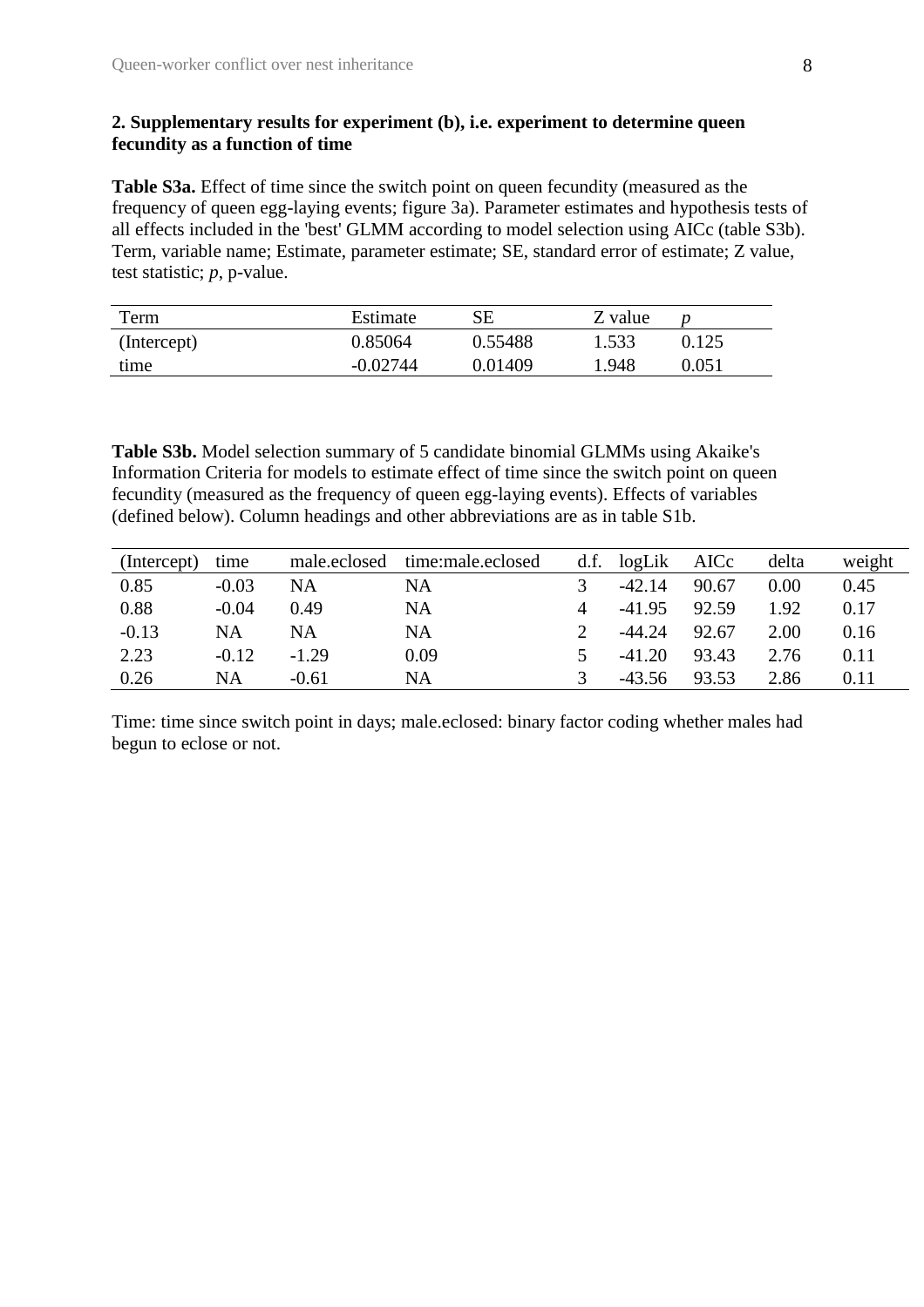## 2. Supplementary results for experiment (b), i.e. experiment to determine queen fecundity as a function of time

**Table S3a.** Effect of time since the switch point on queen fecundity (measured as the frequency of queen egg-laying events; figure 3a). Parameter estimates and hypothesis tests of all effects included in the 'best' GLMM according to model selection using AICc (table S3b). Term, variable name; Estimate, parameter estimate; SE, standard error of estimate; Z value, test statistic; *p*, p-value.

| Term | Estimate | SE | Z value | *p* |
|---|---|---|---|---|
| (Intercept) | 0.85064 | 0.55488 | 1.533 | 0.125 |
| time | -0.02744 | 0.01409 | 1.948 | 0.051 |

**Table S3b.** Model selection summary of 5 candidate binomial GLMMs using Akaike's Information Criteria for models to estimate effect of time since the switch point on queen fecundity (measured as the frequency of queen egg-laying events). Effects of variables (defined below). Column headings and other abbreviations are as in table S1b.

| (Intercept) | time | male.eclosed | time:male.eclosed | d.f. | logLik | AICc | delta | weight |
|---|---|---|---|---|---|---|---|---|
| 0.85 | -0.03 | NA | NA | 3 | -42.14 | 90.67 | 0.00 | 0.45 |
| 0.88 | -0.04 | 0.49 | NA | 4 | -41.95 | 92.59 | 1.92 | 0.17 |
| -0.13 | NA | NA | NA | 2 | -44.24 | 92.67 | 2.00 | 0.16 |
| 2.23 | -0.12 | -1.29 | 0.09 | 5 | -41.20 | 93.43 | 2.76 | 0.11 |
| 0.26 | NA | -0.61 | NA | 3 | -43.56 | 93.53 | 2.86 | 0.11 |

Time: time since switch point in days; male.eclosed: binary factor coding whether males had begun to eclose or not.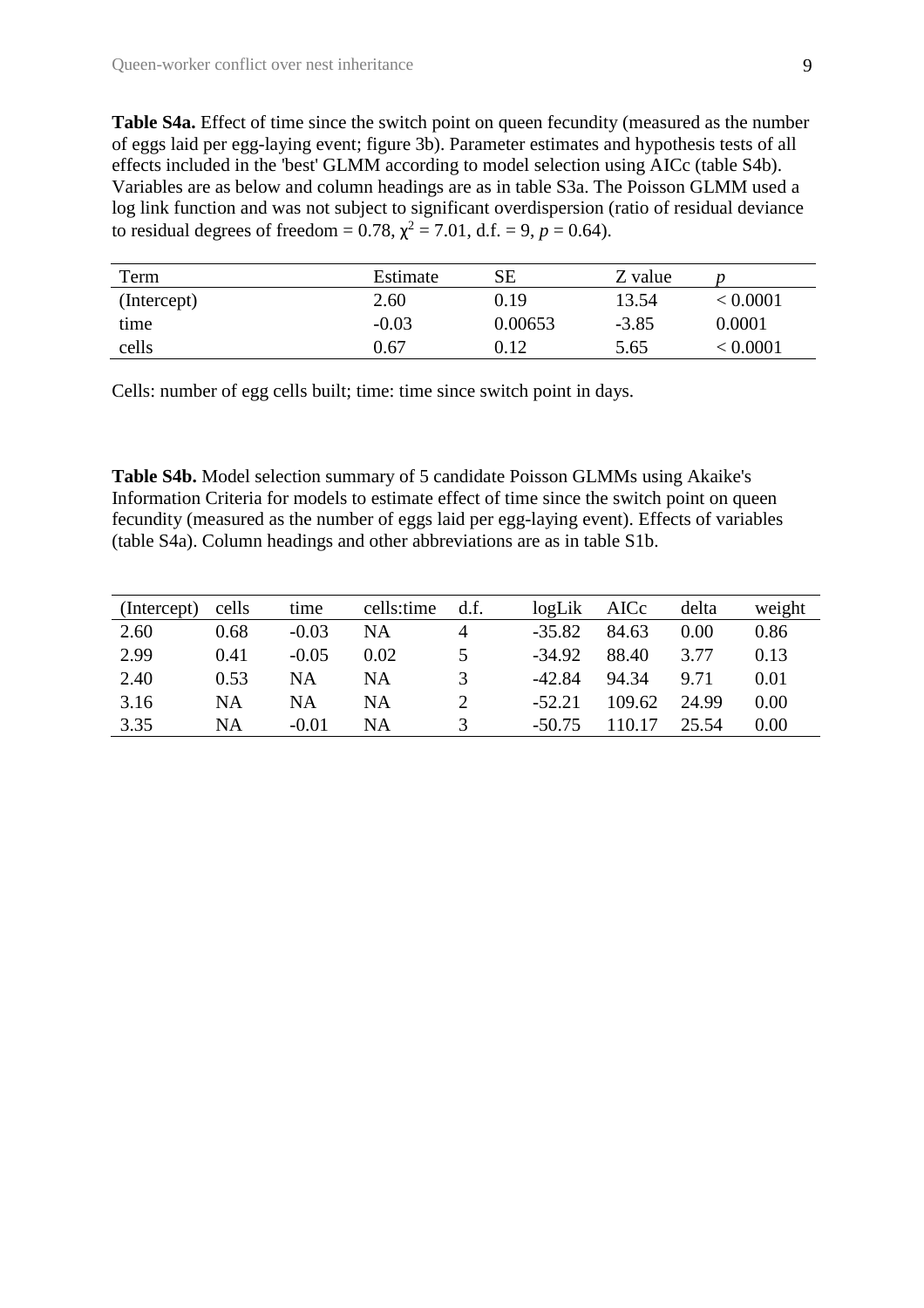**Table S4a.** Effect of time since the switch point on queen fecundity (measured as the number of eggs laid per egg-laying event; figure 3b). Parameter estimates and hypothesis tests of all effects included in the 'best' GLMM according to model selection using AICc (table S4b). Variables are as below and column headings are as in table S3a. The Poisson GLMM used a log link function and was not subject to significant overdispersion (ratio of residual deviance to residual degrees of freedom = 0.78, $\chi^2 = 7.01$, d.f. = 9, $p = 0.64$).

| Term | Estimate | SE | Z value | *p* |
|---|---|---|---|---|
| (Intercept) | 2.60 | 0.19 | 13.54 | < 0.0001 |
| time | -0.03 | 0.00653 | -3.85 | 0.0001 |
| cells | 0.67 | 0.12 | 5.65 | < 0.0001 |

Cells: number of egg cells built; time: time since switch point in days.

**Table S4b.** Model selection summary of 5 candidate Poisson GLMMs using Akaike's Information Criteria for models to estimate effect of time since the switch point on queen fecundity (measured as the number of eggs laid per egg-laying event). Effects of variables (table S4a). Column headings and other abbreviations are as in table S1b.

| (Intercept) | cells | time | cells:time | d.f. | logLik | AICc | delta | weight |
|---|---|---|---|---|---|---|---|---|
| 2.60 | 0.68 | -0.03 | NA | 4 | -35.82 | 84.63 | 0.00 | 0.86 |
| 2.99 | 0.41 | -0.05 | 0.02 | 5 | -34.92 | 88.40 | 3.77 | 0.13 |
| 2.40 | 0.53 | NA | NA | 3 | -42.84 | 94.34 | 9.71 | 0.01 |
| 3.16 | NA | NA | NA | 2 | -52.21 | 109.62 | 24.99 | 0.00 |
| 3.35 | NA | -0.01 | NA | 3 | -50.75 | 110.17 | 25.54 | 0.00 |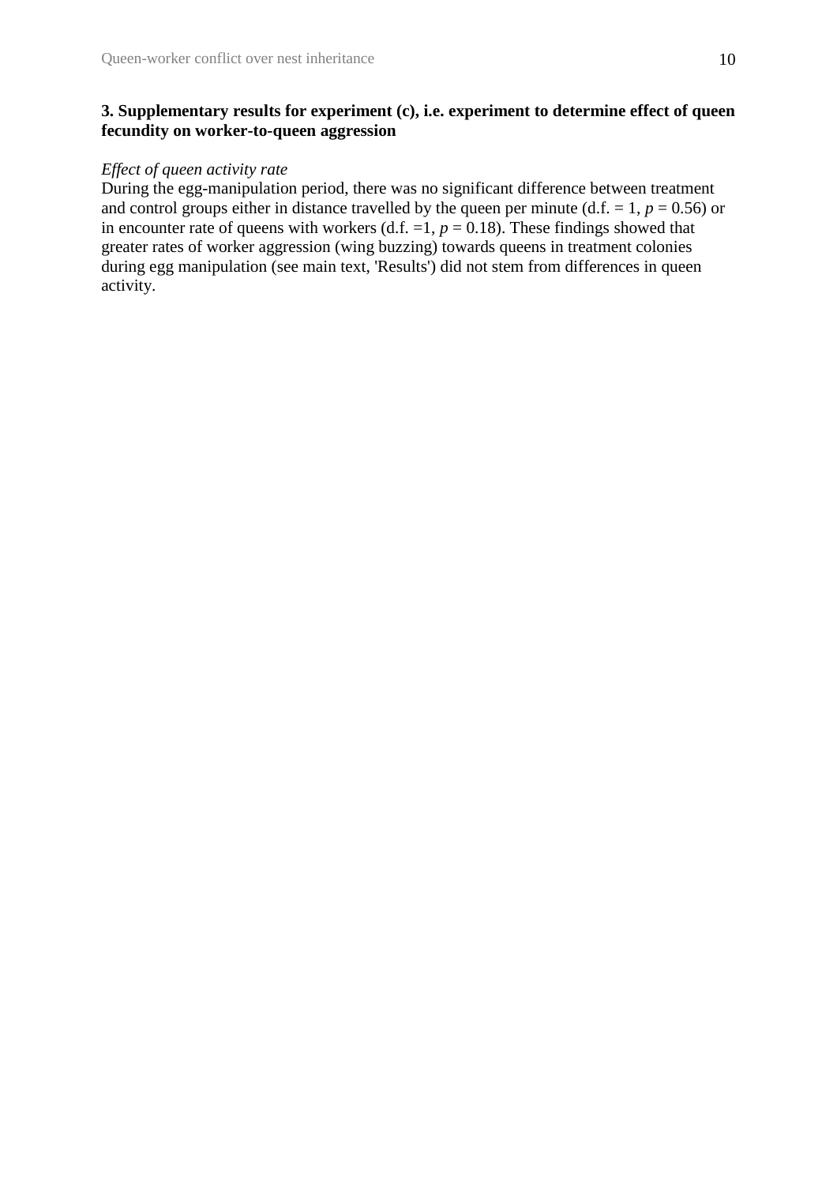## 3. Supplementary results for experiment (c), i.e. experiment to determine effect of queen fecundity on worker-to-queen aggression

*Effect of queen activity rate*

During the egg-manipulation period, there was no significant difference between treatment and control groups either in distance travelled by the queen per minute (d.f. = 1, $p = 0.56$) or in encounter rate of queens with workers (d.f. =1, $p = 0.18$). These findings showed that greater rates of worker aggression (wing buzzing) towards queens in treatment colonies during egg manipulation (see main text, 'Results') did not stem from differences in queen activity.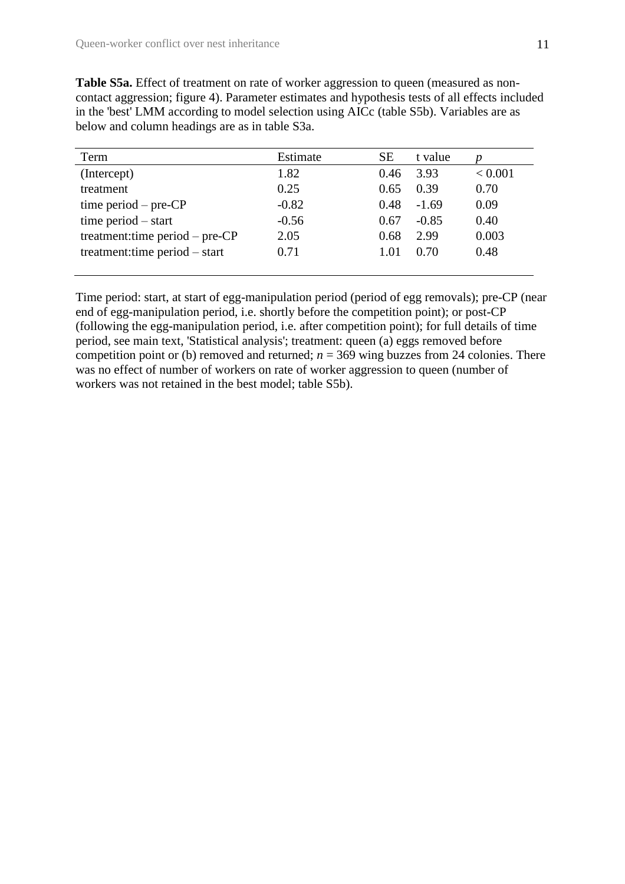**Table S5a.** Effect of treatment on rate of worker aggression to queen (measured as non-contact aggression; figure 4). Parameter estimates and hypothesis tests of all effects included in the 'best' LMM according to model selection using AICc (table S5b). Variables are as below and column headings are as in table S3a.

| Term | Estimate | SE | t value | *p* |
|---|---|---|---|---|
| (Intercept) | 1.82 | 0.46 | 3.93 | < 0.001 |
| treatment | 0.25 | 0.65 | 0.39 | 0.70 |
| time period – pre-CP | -0.82 | 0.48 | -1.69 | 0.09 |
| time period – start | -0.56 | 0.67 | -0.85 | 0.40 |
| treatment:time period – pre-CP | 2.05 | 0.68 | 2.99 | 0.003 |
| treatment:time period – start | 0.71 | 1.01 | 0.70 | 0.48 |

Time period: start, at start of egg-manipulation period (period of egg removals); pre-CP (near end of egg-manipulation period, i.e. shortly before the competition point); or post-CP (following the egg-manipulation period, i.e. after competition point); for full details of time period, see main text, 'Statistical analysis'; treatment: queen (a) eggs removed before competition point or (b) removed and returned; $n = 369$ wing buzzes from 24 colonies. There was no effect of number of workers on rate of worker aggression to queen (number of workers was not retained in the best model; table S5b).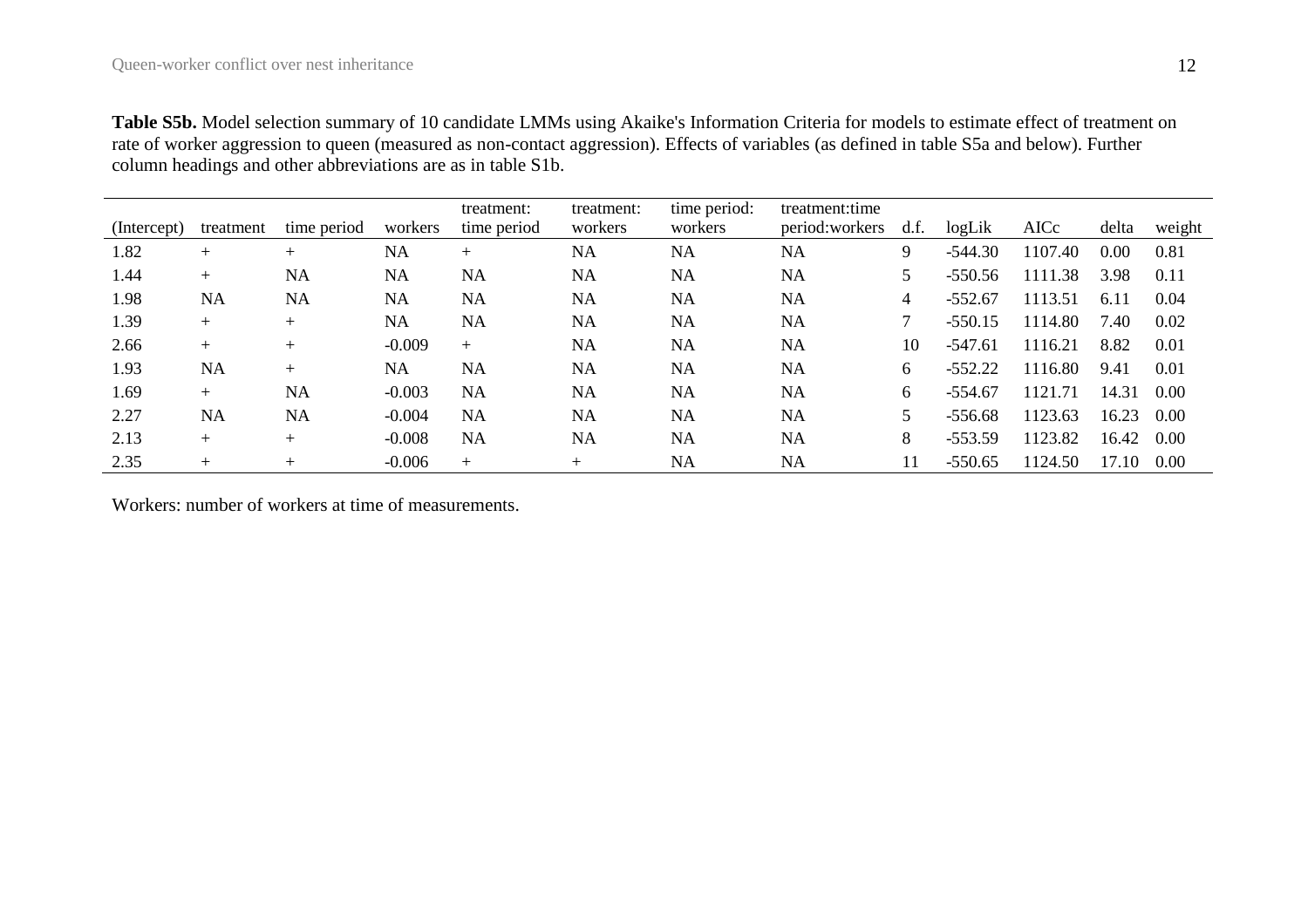**Table S5b.** Model selection summary of 10 candidate LMMs using Akaike's Information Criteria for models to estimate effect of treatment on rate of worker aggression to queen (measured as non-contact aggression). Effects of variables (as defined in table S5a and below). Further column headings and other abbreviations are as in table S1b.

| (Intercept) | treatment | time period | workers | treatment: time period | treatment: workers | time period: workers | treatment:time period:workers | d.f. | logLik | AICc | delta | weight |
|---|---|---|---|---|---|---|---|---|---|---|---|---|
| 1.82 | + | + | NA | + | NA | NA | NA | 9 | -544.30 | 1107.40 | 0.00 | 0.81 |
| 1.44 | + | NA | NA | NA | NA | NA | NA | 5 | -550.56 | 1111.38 | 3.98 | 0.11 |
| 1.98 | NA | NA | NA | NA | NA | NA | NA | 4 | -552.67 | 1113.51 | 6.11 | 0.04 |
| 1.39 | + | + | NA | NA | NA | NA | NA | 7 | -550.15 | 1114.80 | 7.40 | 0.02 |
| 2.66 | + | + | -0.009 | + | NA | NA | NA | 10 | -547.61 | 1116.21 | 8.82 | 0.01 |
| 1.93 | NA | + | NA | NA | NA | NA | NA | 6 | -552.22 | 1116.80 | 9.41 | 0.01 |
| 1.69 | + | NA | -0.003 | NA | NA | NA | NA | 6 | -554.67 | 1121.71 | 14.31 | 0.00 |
| 2.27 | NA | NA | -0.004 | NA | NA | NA | NA | 5 | -556.68 | 1123.63 | 16.23 | 0.00 |
| 2.13 | + | + | -0.008 | NA | NA | NA | NA | 8 | -553.59 | 1123.82 | 16.42 | 0.00 |
| 2.35 | + | + | -0.006 | + | + | NA | NA | 11 | -550.65 | 1124.50 | 17.10 | 0.00 |

Workers: number of workers at time of measurements.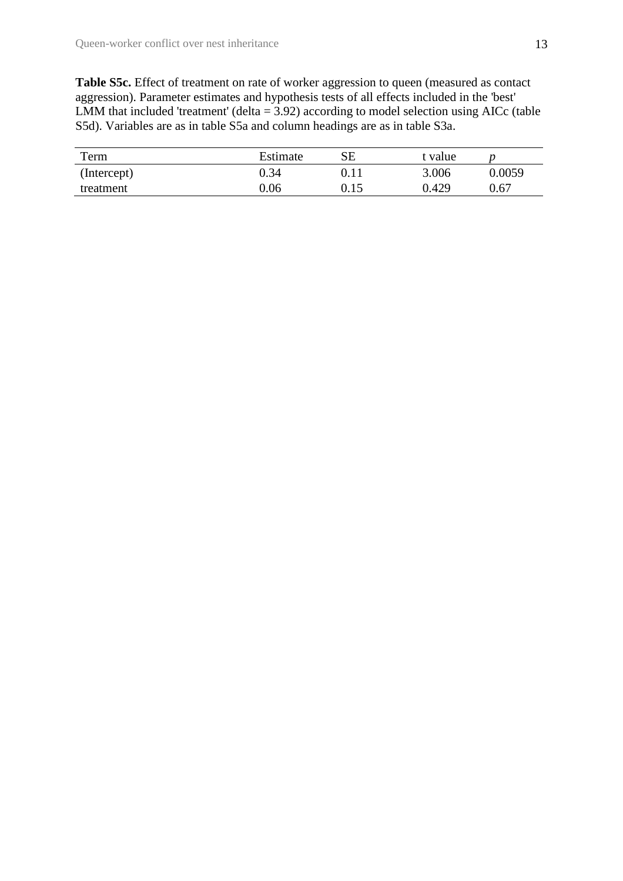**Table S5c.** Effect of treatment on rate of worker aggression to queen (measured as contact aggression). Parameter estimates and hypothesis tests of all effects included in the 'best' LMM that included 'treatment' (delta = 3.92) according to model selection using AICc (table S5d). Variables are as in table S5a and column headings are as in table S3a.

| Term | Estimate | SE | t value | *p* |
|---|---|---|---|---|
| (Intercept) | 0.34 | 0.11 | 3.006 | 0.0059 |
| treatment | 0.06 | 0.15 | 0.429 | 0.67 |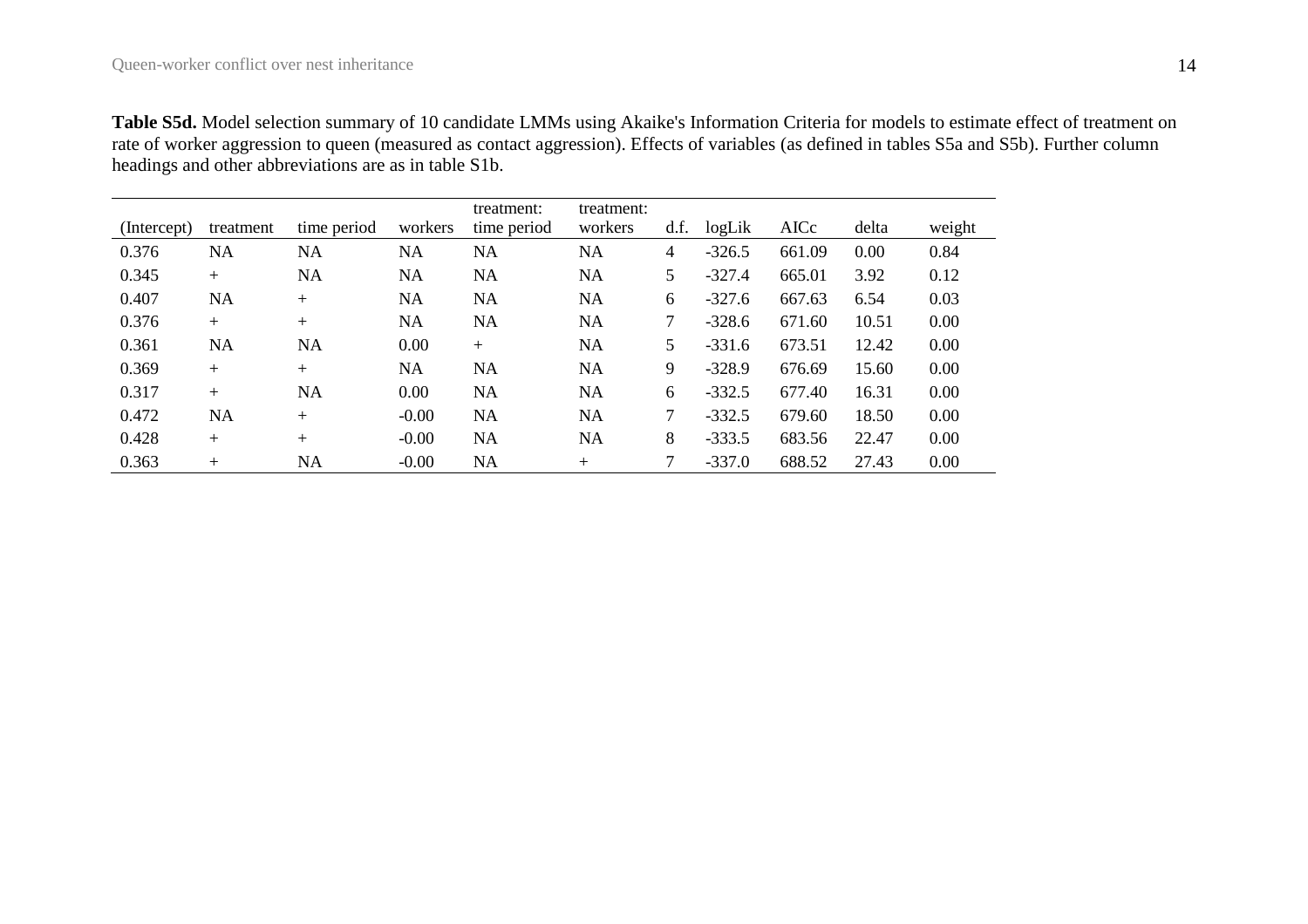**Table S5d.** Model selection summary of 10 candidate LMMs using Akaike's Information Criteria for models to estimate effect of treatment on rate of worker aggression to queen (measured as contact aggression). Effects of variables (as defined in tables S5a and S5b). Further column headings and other abbreviations are as in table S1b.

| (Intercept) | treatment | time period | workers | treatment: time period | treatment: workers | d.f. | logLik | AICc | delta | weight |
|---|---|---|---|---|---|---|---|---|---|---|
| 0.376 | NA | NA | NA | NA | NA | 4 | -326.5 | 661.09 | 0.00 | 0.84 |
| 0.345 | + | NA | NA | NA | NA | 5 | -327.4 | 665.01 | 3.92 | 0.12 |
| 0.407 | NA | + | NA | NA | NA | 6 | -327.6 | 667.63 | 6.54 | 0.03 |
| 0.376 | + | + | NA | NA | NA | 7 | -328.6 | 671.60 | 10.51 | 0.00 |
| 0.361 | NA | NA | 0.00 | + | NA | 5 | -331.6 | 673.51 | 12.42 | 0.00 |
| 0.369 | + | + | NA | NA | NA | 9 | -328.9 | 676.69 | 15.60 | 0.00 |
| 0.317 | + | NA | 0.00 | NA | NA | 6 | -332.5 | 677.40 | 16.31 | 0.00 |
| 0.472 | NA | + | -0.00 | NA | NA | 7 | -332.5 | 679.60 | 18.50 | 0.00 |
| 0.428 | + | + | -0.00 | NA | NA | 8 | -333.5 | 683.56 | 22.47 | 0.00 |
| 0.363 | + | NA | -0.00 | NA | + | 7 | -337.0 | 688.52 | 27.43 | 0.00 |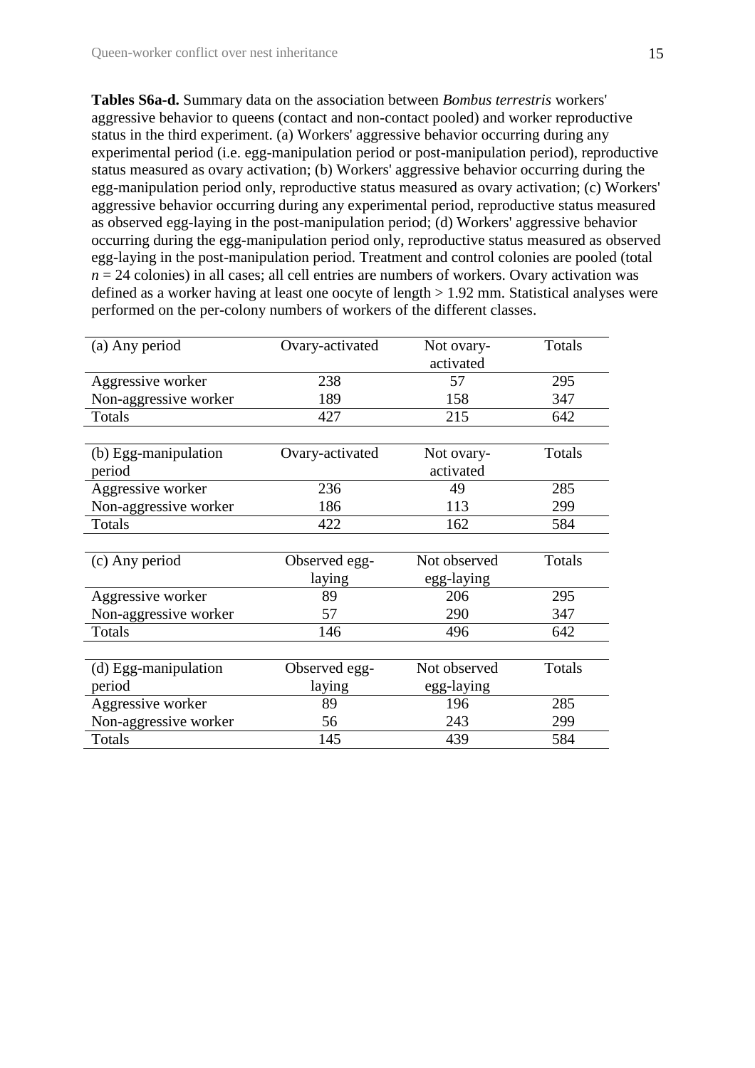**Tables S6a-d.** Summary data on the association between *Bombus terrestris* workers' aggressive behavior to queens (contact and non-contact pooled) and worker reproductive status in the third experiment. (a) Workers' aggressive behavior occurring during any experimental period (i.e. egg-manipulation period or post-manipulation period), reproductive status measured as ovary activation; (b) Workers' aggressive behavior occurring during the egg-manipulation period only, reproductive status measured as ovary activation; (c) Workers' aggressive behavior occurring during any experimental period, reproductive status measured as observed egg-laying in the post-manipulation period; (d) Workers' aggressive behavior occurring during the egg-manipulation period only, reproductive status measured as observed egg-laying in the post-manipulation period. Treatment and control colonies are pooled (total $n = 24$ colonies) in all cases; all cell entries are numbers of workers. Ovary activation was defined as a worker having at least one oocyte of length > 1.92 mm. Statistical analyses were performed on the per-colony numbers of workers of the different classes.

| (a) Any period | Ovary-activated | Not ovary-activated | Totals |
|---|---|---|---|
| Aggressive worker | 238 | 57 | 295 |
| Non-aggressive worker | 189 | 158 | 347 |
| Totals | 427 | 215 | 642 |

| (b) Egg-manipulation period | Ovary-activated | Not ovary-activated | Totals |
|---|---|---|---|
| Aggressive worker | 236 | 49 | 285 |
| Non-aggressive worker | 186 | 113 | 299 |
| Totals | 422 | 162 | 584 |

| (c) Any period | Observed egg-laying | Not observed egg-laying | Totals |
|---|---|---|---|
| Aggressive worker | 89 | 206 | 295 |
| Non-aggressive worker | 57 | 290 | 347 |
| Totals | 146 | 496 | 642 |

| (d) Egg-manipulation period | Observed egg-laying | Not observed egg-laying | Totals |
|---|---|---|---|
| Aggressive worker | 89 | 196 | 285 |
| Non-aggressive worker | 56 | 243 | 299 |
| Totals | 145 | 439 | 584 |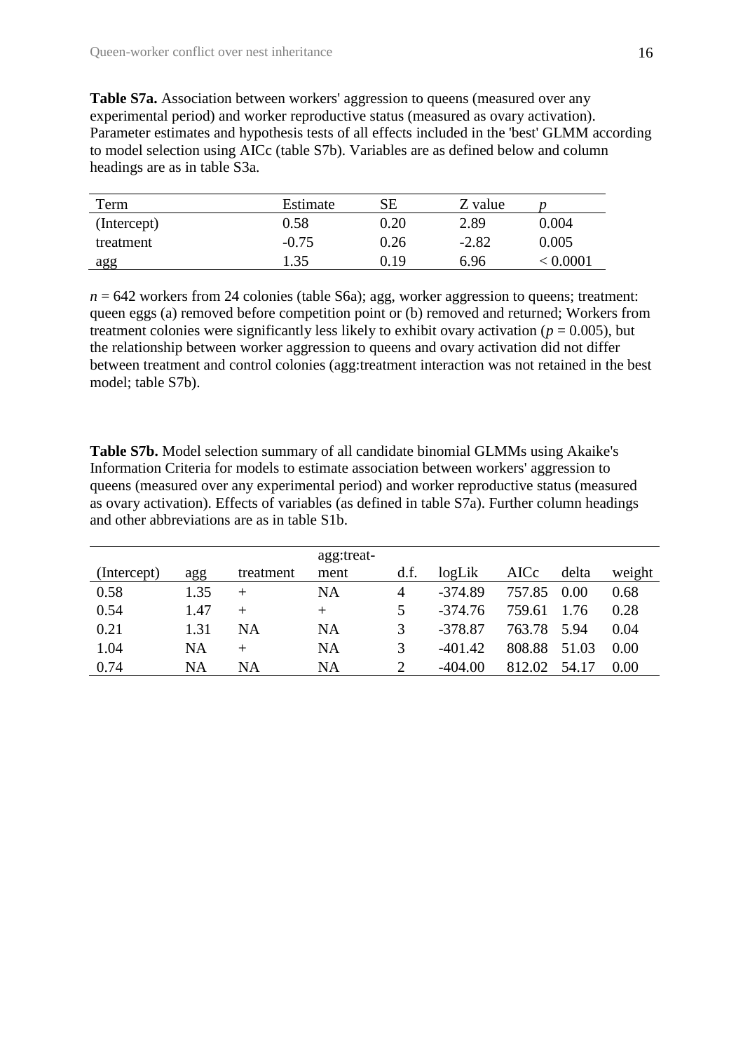**Table S7a.** Association between workers' aggression to queens (measured over any experimental period) and worker reproductive status (measured as ovary activation). Parameter estimates and hypothesis tests of all effects included in the 'best' GLMM according to model selection using AICc (table S7b). Variables are as defined below and column headings are as in table S3a.

| Term | Estimate | SE | Z value | *p* |
|---|---|---|---|---|
| (Intercept) | 0.58 | 0.20 | 2.89 | 0.004 |
| treatment | -0.75 | 0.26 | -2.82 | 0.005 |
| agg | 1.35 | 0.19 | 6.96 | < 0.0001 |

$n = 642$ workers from 24 colonies (table S6a); agg, worker aggression to queens; treatment: queen eggs (a) removed before competition point or (b) removed and returned; Workers from treatment colonies were significantly less likely to exhibit ovary activation ($p = 0.005$), but the relationship between worker aggression to queens and ovary activation did not differ between treatment and control colonies (agg:treatment interaction was not retained in the best model; table S7b).

**Table S7b.** Model selection summary of all candidate binomial GLMMs using Akaike's Information Criteria for models to estimate association between workers' aggression to queens (measured over any experimental period) and worker reproductive status (measured as ovary activation). Effects of variables (as defined in table S7a). Further column headings and other abbreviations are as in table S1b.

| (Intercept) | agg | treatment | agg:treat-ment | d.f. | logLik | AICc | delta | weight |
|---|---|---|---|---|---|---|---|---|
| 0.58 | 1.35 | + | NA | 4 | -374.89 | 757.85 | 0.00 | 0.68 |
| 0.54 | 1.47 | + | + | 5 | -374.76 | 759.61 | 1.76 | 0.28 |
| 0.21 | 1.31 | NA | NA | 3 | -378.87 | 763.78 | 5.94 | 0.04 |
| 1.04 | NA | + | NA | 3 | -401.42 | 808.88 | 51.03 | 0.00 |
| 0.74 | NA | NA | NA | 2 | -404.00 | 812.02 | 54.17 | 0.00 |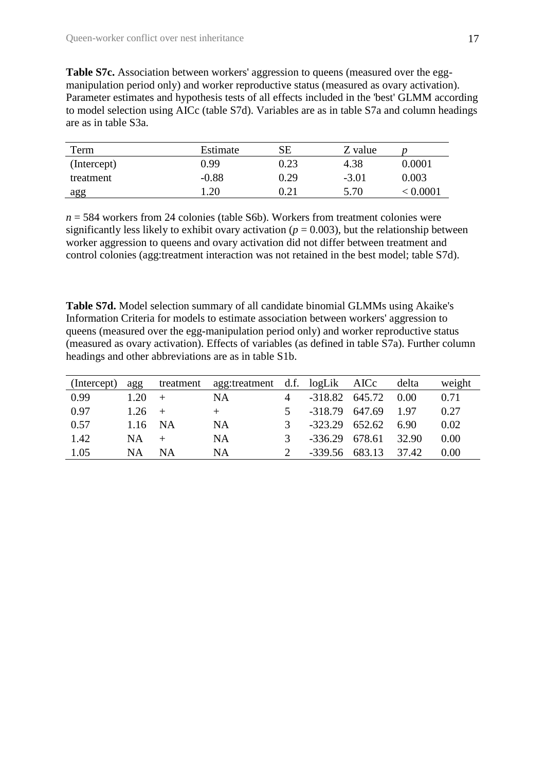**Table S7c.** Association between workers' aggression to queens (measured over the egg-manipulation period only) and worker reproductive status (measured as ovary activation). Parameter estimates and hypothesis tests of all effects included in the 'best' GLMM according to model selection using AICc (table S7d). Variables are as in table S7a and column headings are as in table S3a.

| Term | Estimate | SE | Z value | *p* |
|---|---|---|---|---|
| (Intercept) | 0.99 | 0.23 | 4.38 | 0.0001 |
| treatment | -0.88 | 0.29 | -3.01 | 0.003 |
| agg | 1.20 | 0.21 | 5.70 | < 0.0001 |

*n* = 584 workers from 24 colonies (table S6b). Workers from treatment colonies were significantly less likely to exhibit ovary activation ($p = 0.003$), but the relationship between worker aggression to queens and ovary activation did not differ between treatment and control colonies (agg:treatment interaction was not retained in the best model; table S7d).

**Table S7d.** Model selection summary of all candidate binomial GLMMs using Akaike's Information Criteria for models to estimate association between workers' aggression to queens (measured over the egg-manipulation period only) and worker reproductive status (measured as ovary activation). Effects of variables (as defined in table S7a). Further column headings and other abbreviations are as in table S1b.

| (Intercept) | agg | treatment | agg:treatment | d.f. | logLik | AICc | delta | weight |
|---|---|---|---|---|---|---|---|---|
| 0.99 | 1.20 | + | NA | 4 | -318.82 | 645.72 | 0.00 | 0.71 |
| 0.97 | 1.26 | + | + | 5 | -318.79 | 647.69 | 1.97 | 0.27 |
| 0.57 | 1.16 | NA | NA | 3 | -323.29 | 652.62 | 6.90 | 0.02 |
| 1.42 | NA | + | NA | 3 | -336.29 | 678.61 | 32.90 | 0.00 |
| 1.05 | NA | NA | NA | 2 | -339.56 | 683.13 | 37.42 | 0.00 |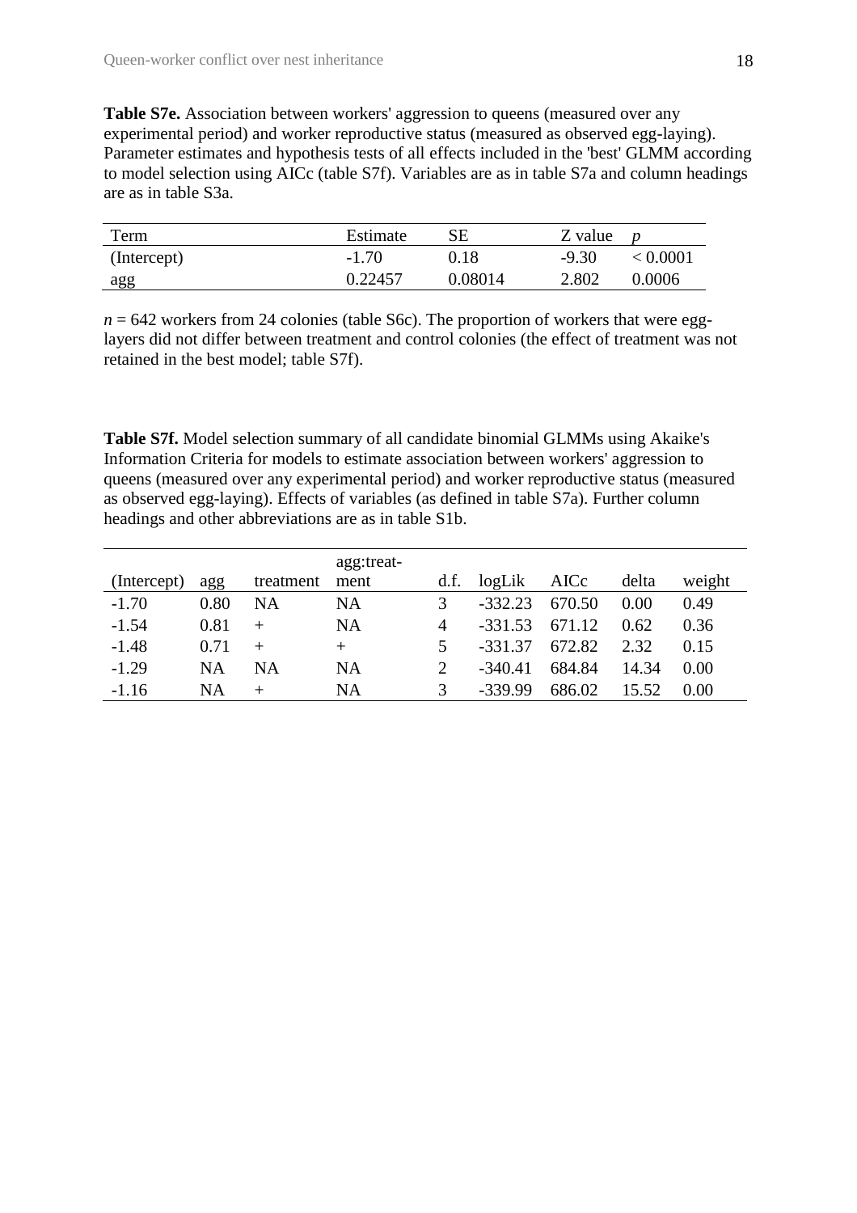**Table S7e.** Association between workers' aggression to queens (measured over any experimental period) and worker reproductive status (measured as observed egg-laying). Parameter estimates and hypothesis tests of all effects included in the 'best' GLMM according to model selection using AICc (table S7f). Variables are as in table S7a and column headings are as in table S3a.

| Term | Estimate | SE | Z value | *p* |
|---|---|---|---|---|
| (Intercept) | -1.70 | 0.18 | -9.30 | < 0.0001 |
| agg | 0.22457 | 0.08014 | 2.802 | 0.0006 |

*n* = 642 workers from 24 colonies (table S6c). The proportion of workers that were egg-layers did not differ between treatment and control colonies (the effect of treatment was not retained in the best model; table S7f).

**Table S7f.** Model selection summary of all candidate binomial GLMMs using Akaike's Information Criteria for models to estimate association between workers' aggression to queens (measured over any experimental period) and worker reproductive status (measured as observed egg-laying). Effects of variables (as defined in table S7a). Further column headings and other abbreviations are as in table S1b.

| (Intercept) | agg | treatment | agg:treat-ment | d.f. | logLik | AICc | delta | weight |
|---|---|---|---|---|---|---|---|---|
| -1.70 | 0.80 | NA | NA | 3 | -332.23 | 670.50 | 0.00 | 0.49 |
| -1.54 | 0.81 | + | NA | 4 | -331.53 | 671.12 | 0.62 | 0.36 |
| -1.48 | 0.71 | + | + | 5 | -331.37 | 672.82 | 2.32 | 0.15 |
| -1.29 | NA | NA | NA | 2 | -340.41 | 684.84 | 14.34 | 0.00 |
| -1.16 | NA | + | NA | 3 | -339.99 | 686.02 | 15.52 | 0.00 |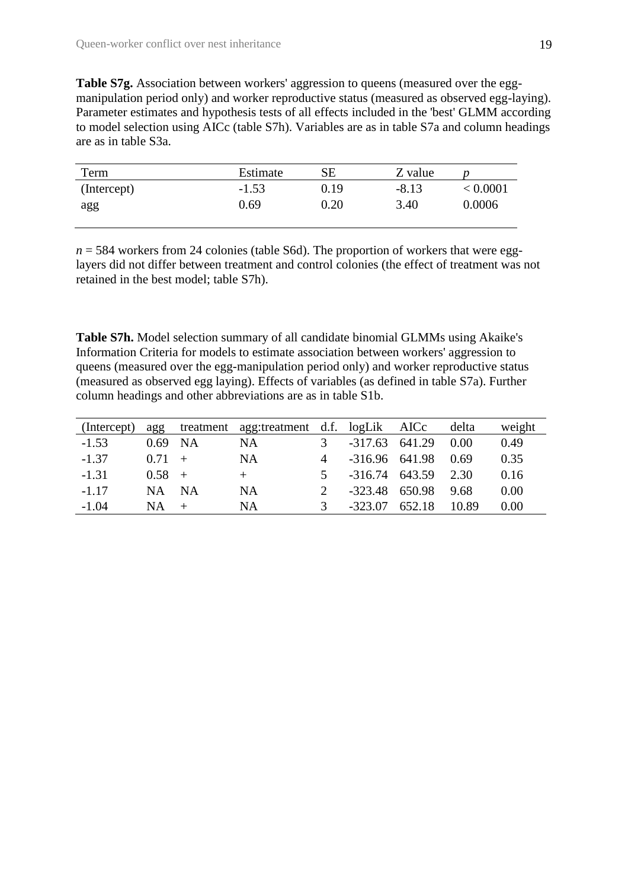**Table S7g.** Association between workers' aggression to queens (measured over the egg-manipulation period only) and worker reproductive status (measured as observed egg-laying). Parameter estimates and hypothesis tests of all effects included in the 'best' GLMM according to model selection using AICc (table S7h). Variables are as in table S7a and column headings are as in table S3a.

| Term | Estimate | SE | Z value | *p* |
|---|---|---|---|---|
| (Intercept) | -1.53 | 0.19 | -8.13 | < 0.0001 |
| agg | 0.69 | 0.20 | 3.40 | 0.0006 |

$n = 584$ workers from 24 colonies (table S6d). The proportion of workers that were egg-layers did not differ between treatment and control colonies (the effect of treatment was not retained in the best model; table S7h).

**Table S7h.** Model selection summary of all candidate binomial GLMMs using Akaike's Information Criteria for models to estimate association between workers' aggression to queens (measured over the egg-manipulation period only) and worker reproductive status (measured as observed egg laying). Effects of variables (as defined in table S7a). Further column headings and other abbreviations are as in table S1b.

| (Intercept) | agg | treatment | agg:treatment | d.f. | logLik | AICc | delta | weight |
|---|---|---|---|---|---|---|---|---|
| -1.53 | 0.69 | NA | NA | 3 | -317.63 | 641.29 | 0.00 | 0.49 |
| -1.37 | 0.71 | + | NA | 4 | -316.96 | 641.98 | 0.69 | 0.35 |
| -1.31 | 0.58 | + | + | 5 | -316.74 | 643.59 | 2.30 | 0.16 |
| -1.17 | NA | NA | NA | 2 | -323.48 | 650.98 | 9.68 | 0.00 |
| -1.04 | NA | + | NA | 3 | -323.07 | 652.18 | 10.89 | 0.00 |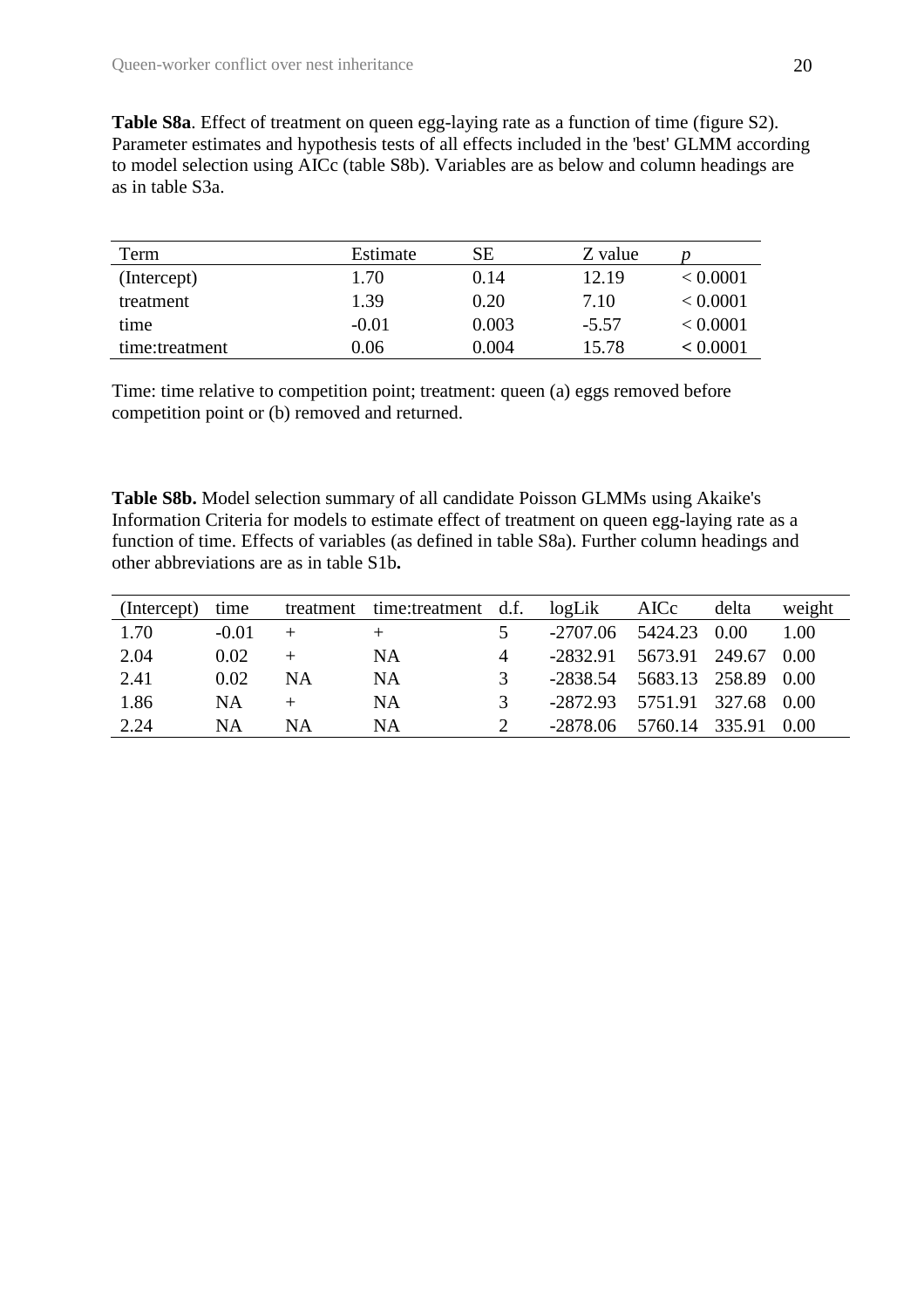**Table S8a**. Effect of treatment on queen egg-laying rate as a function of time (figure S2). Parameter estimates and hypothesis tests of all effects included in the 'best' GLMM according to model selection using AICc (table S8b). Variables are as below and column headings are as in table S3a.

| Term | Estimate | SE | Z value | *p* |
|---|---|---|---|---|
| (Intercept) | 1.70 | 0.14 | 12.19 | < 0.0001 |
| treatment | 1.39 | 0.20 | 7.10 | < 0.0001 |
| time | -0.01 | 0.003 | -5.57 | < 0.0001 |
| time:treatment | 0.06 | 0.004 | 15.78 | < 0.0001 |

Time: time relative to competition point; treatment: queen (a) eggs removed before competition point or (b) removed and returned.

**Table S8b.** Model selection summary of all candidate Poisson GLMMs using Akaike's Information Criteria for models to estimate effect of treatment on queen egg-laying rate as a function of time. Effects of variables (as defined in table S8a). Further column headings and other abbreviations are as in table S1b**.**

| (Intercept) | time | treatment | time:treatment | d.f. | logLik | AICc | delta | weight |
|---|---|---|---|---|---|---|---|---|
| 1.70 | -0.01 | + | + | 5 | -2707.06 | 5424.23 | 0.00 | 1.00 |
| 2.04 | 0.02 | + | NA | 4 | -2832.91 | 5673.91 | 249.67 | 0.00 |
| 2.41 | 0.02 | NA | NA | 3 | -2838.54 | 5683.13 | 258.89 | 0.00 |
| 1.86 | NA | + | NA | 3 | -2872.93 | 5751.91 | 327.68 | 0.00 |
| 2.24 | NA | NA | NA | 2 | -2878.06 | 5760.14 | 335.91 | 0.00 |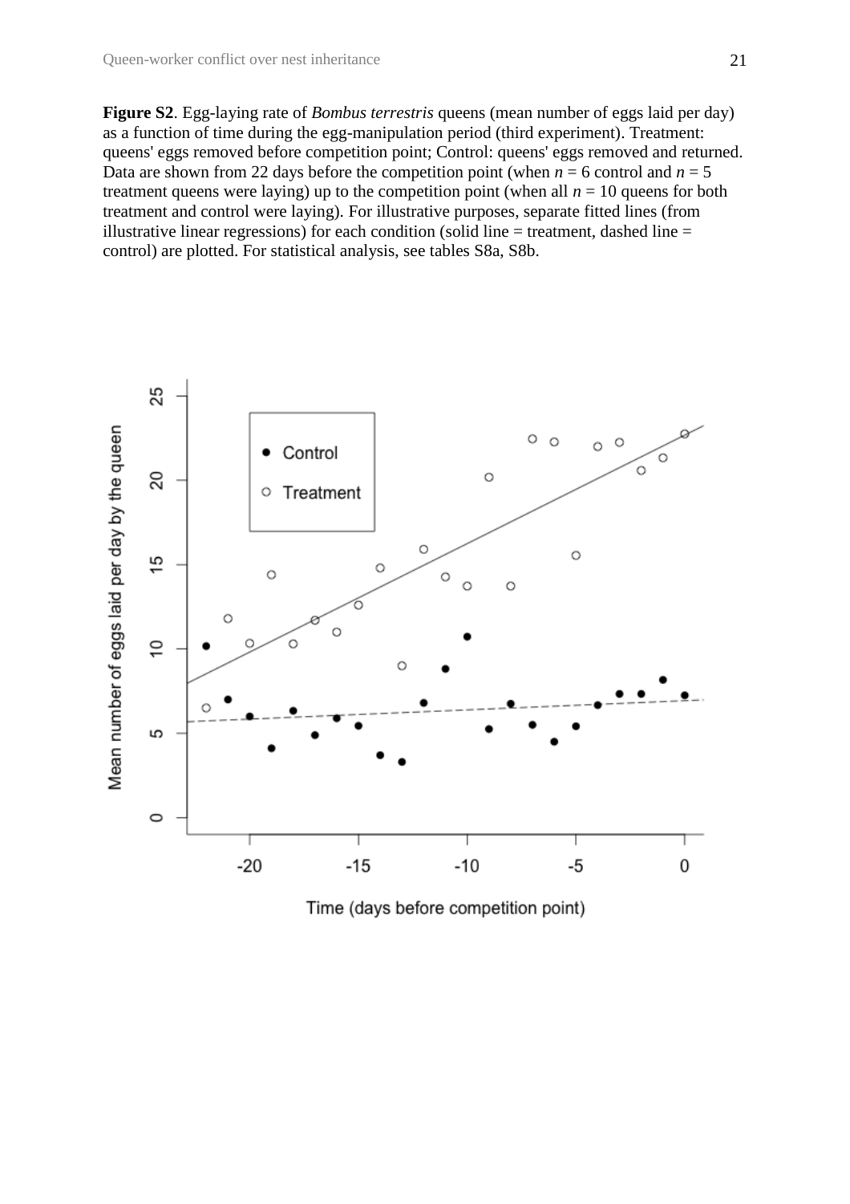**Figure S2**. Egg-laying rate of *Bombus terrestris* queens (mean number of eggs laid per day) as a function of time during the egg-manipulation period (third experiment). Treatment: queens' eggs removed before competition point; Control: queens' eggs removed and returned. Data are shown from 22 days before the competition point (when $n = 6$ control and $n = 5$ treatment queens were laying) up to the competition point (when all $n = 10$ queens for both treatment and control were laying). For illustrative purposes, separate fitted lines (from illustrative linear regressions) for each condition (solid line = treatment, dashed line = control) are plotted. For statistical analysis, see tables S8a, S8b.

Control

Treatment

Mean number of eggs laid per day by the queen

0

5

10

15

20

25

-20

-15

-10

-5

0

Time (days before competition point)